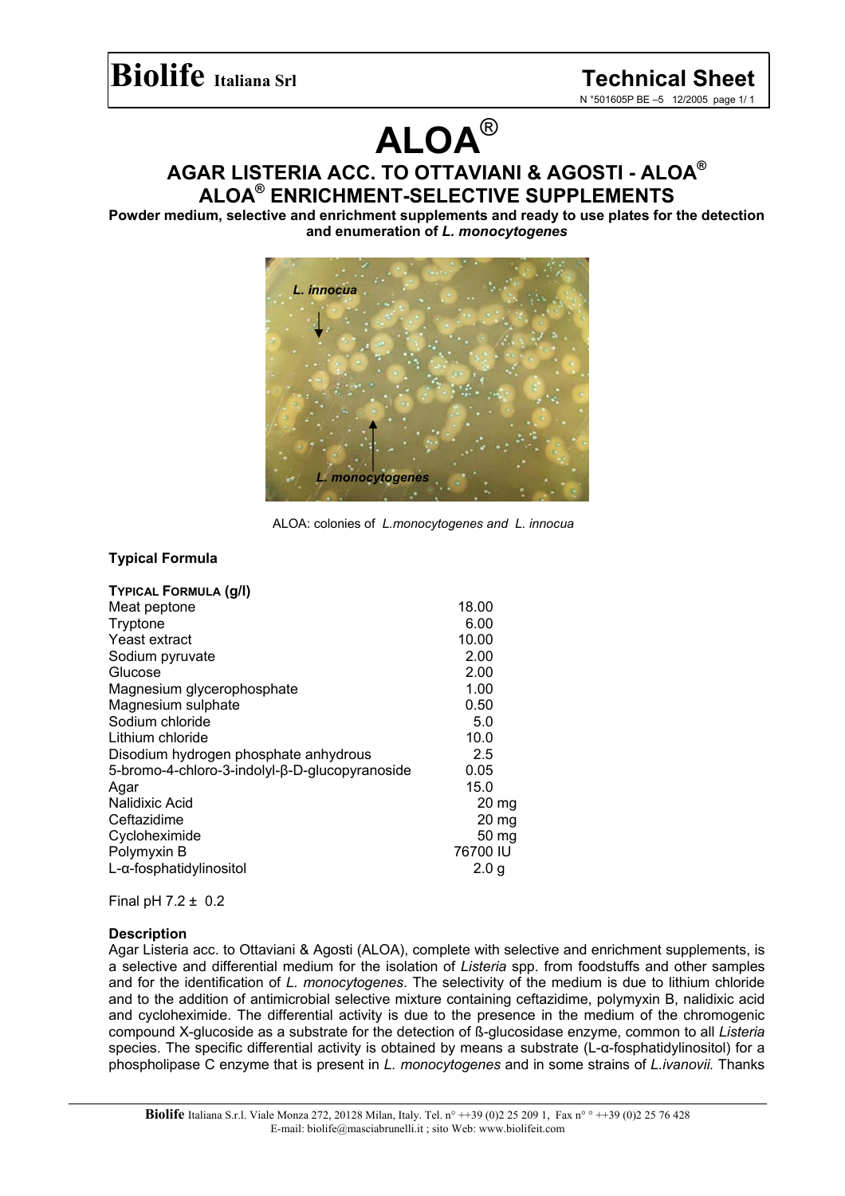# Biolife Italiana Srl

## Technical Sheet

N °501605P BE –5 12/2005 page 1/ 1

# ALOA®

## AGAR LISTERIA ACC. TO OTTAVIANI & AGOSTI - ALOA®
## ALOA® ENRICHMENT-SELECTIVE SUPPLEMENTS

**Powder medium, selective and enrichment supplements and ready to use plates for the detection and enumeration of *L. monocytogenes***

ALOA: colonies of *L.monocytogenes and L. innocua*

### Typical Formula

| TYPICAL FORMULA (g/l) | |
|---|---|
| Meat peptone | 18.00 |
| Tryptone | 6.00 |
| Yeast extract | 10.00 |
| Sodium pyruvate | 2.00 |
| Glucose | 2.00 |
| Magnesium glycerophosphate | 1.00 |
| Magnesium sulphate | 0.50 |
| Sodium chloride | 5.0 |
| Lithium chloride | 10.0 |
| Disodium hydrogen phosphate anhydrous | 2.5 |
| 5-bromo-4-chloro-3-indolyl-β-D-glucopyranoside | 0.05 |
| Agar | 15.0 |
| Nalidixic Acid | 20 mg |
| Ceftazidime | 20 mg |
| Cycloheximide | 50 mg |
| Polymyxin B | 76700 IU |
| L-α-fosphatidylinositol | 2.0 g |

Final pH 7.2 ± 0.2

### Description

Agar Listeria acc. to Ottaviani & Agosti (ALOA), complete with selective and enrichment supplements, is a selective and differential medium for the isolation of *Listeria* spp. from foodstuffs and other samples and for the identification of *L. monocytogenes*. The selectivity of the medium is due to lithium chloride and to the addition of antimicrobial selective mixture containing ceftazidime, polymyxin B, nalidixic acid and cycloheximide. The differential activity is due to the presence in the medium of the chromogenic compound X-glucoside as a substrate for the detection of ß-glucosidase enzyme, common to all *Listeria* species. The specific differential activity is obtained by means a substrate (L-α-fosphatidylinositol) for a phospholipase C enzyme that is present in *L. monocytogenes* and in some strains of *L.ivanovii.* Thanks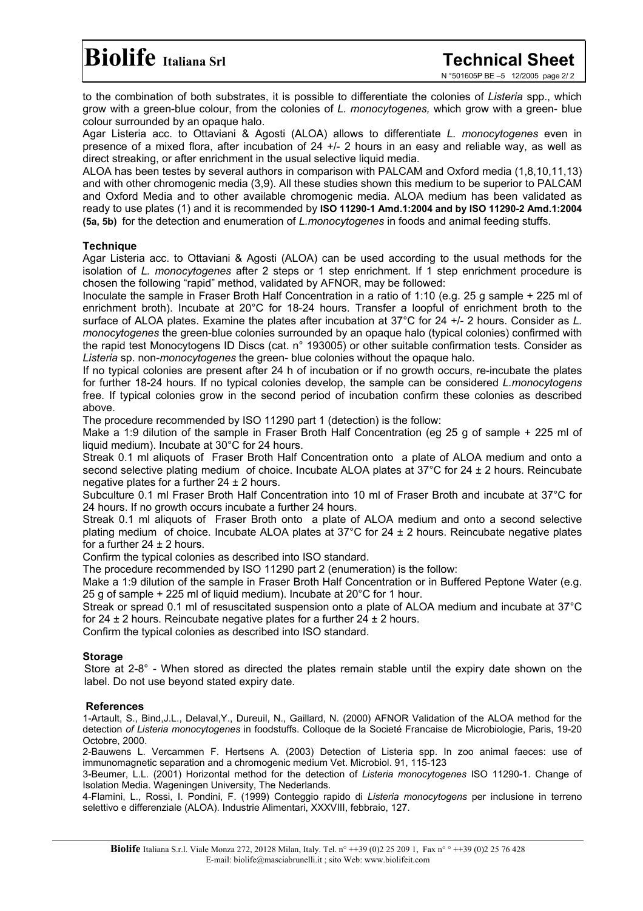to the combination of both substrates, it is possible to differentiate the colonies of *Listeria* spp., which grow with a green-blue colour, from the colonies of *L. monocytogenes,* which grow with a green- blue colour surrounded by an opaque halo.

Agar Listeria acc. to Ottaviani & Agosti (ALOA) allows to differentiate *L. monocytogenes* even in presence of a mixed flora, after incubation of 24 +/- 2 hours in an easy and reliable way, as well as direct streaking, or after enrichment in the usual selective liquid media.

ALOA has been testes by several authors in comparison with PALCAM and Oxford media (1,8,10,11,13) and with other chromogenic media (3,9). All these studies shown this medium to be superior to PALCAM and Oxford Media and to other available chromogenic media. ALOA medium has been validated as ready to use plates (1) and it is recommended by **ISO 11290-1 Amd.1:2004 and by ISO 11290-2 Amd.1:2004 (5a, 5b)** for the detection and enumeration of *L.monocytogenes* in foods and animal feeding stuffs.

**Technique**

Agar Listeria acc. to Ottaviani & Agosti (ALOA) can be used according to the usual methods for the isolation of *L. monocytogenes* after 2 steps or 1 step enrichment. If 1 step enrichment procedure is chosen the following "rapid" method, validated by AFNOR, may be followed:

Inoculate the sample in Fraser Broth Half Concentration in a ratio of 1:10 (e.g. 25 g sample + 225 ml of enrichment broth). Incubate at 20°C for 18-24 hours. Transfer a loopful of enrichment broth to the surface of ALOA plates. Examine the plates after incubation at 37°C for 24 +/- 2 hours. Consider as *L. monocytogenes* the green-blue colonies surrounded by an opaque halo (typical colonies) confirmed with the rapid test Monocytogens ID Discs (cat. n° 193005) or other suitable confirmation tests. Consider as *Listeria* sp. non-*monocytogenes* the green- blue colonies without the opaque halo.

If no typical colonies are present after 24 h of incubation or if no growth occurs, re-incubate the plates for further 18-24 hours. If no typical colonies develop, the sample can be considered *L.monocytogens* free. If typical colonies grow in the second period of incubation confirm these colonies as described above.

The procedure recommended by ISO 11290 part 1 (detection) is the follow:

Make a 1:9 dilution of the sample in Fraser Broth Half Concentration (eg 25 g of sample + 225 ml of liquid medium). Incubate at 30°C for 24 hours.

Streak 0.1 ml aliquots of Fraser Broth Half Concentration onto a plate of ALOA medium and onto a second selective plating medium of choice. Incubate ALOA plates at 37°C for 24 ± 2 hours. Reincubate negative plates for a further 24 ± 2 hours.

Subculture 0.1 ml Fraser Broth Half Concentration into 10 ml of Fraser Broth and incubate at 37°C for 24 hours. If no growth occurs incubate a further 24 hours.

Streak 0.1 ml aliquots of Fraser Broth onto a plate of ALOA medium and onto a second selective plating medium of choice. Incubate ALOA plates at 37°C for 24 ± 2 hours. Reincubate negative plates for a further 24 ± 2 hours.

Confirm the typical colonies as described into ISO standard.

The procedure recommended by ISO 11290 part 2 (enumeration) is the follow:

Make a 1:9 dilution of the sample in Fraser Broth Half Concentration or in Buffered Peptone Water (e.g. 25 g of sample + 225 ml of liquid medium). Incubate at 20°C for 1 hour.

Streak or spread 0.1 ml of resuscitated suspension onto a plate of ALOA medium and incubate at 37°C for 24 ± 2 hours. Reincubate negative plates for a further 24 ± 2 hours.

Confirm the typical colonies as described into ISO standard.

**Storage**

Store at 2-8° - When stored as directed the plates remain stable until the expiry date shown on the label. Do not use beyond stated expiry date.

**References**

1-Artault, S., Bind,J.L., Delaval,Y., Dureuil, N., Gaillard, N. (2000) AFNOR Validation of the ALOA method for the detection *of Listeria monocytogenes* in foodstuffs. Colloque de la Societé Francaise de Microbiologie, Paris, 19-20 Octobre, 2000.

2-Bauwens L. Vercammen F. Hertsens A. (2003) Detection of Listeria spp. In zoo animal faeces: use of immunomagnetic separation and a chromogenic medium Vet. Microbiol. 91, 115-123

3-Beumer, L.L. (2001) Horizontal method for the detection of *Listeria monocytogenes* ISO 11290-1. Change of Isolation Media. Wageningen University, The Nederlands.

4-Flamini, L., Rossi, I. Pondini, F. (1999) Conteggio rapido di *Listeria monocytogens* per inclusione in terreno selettivo e differenziale (ALOA). Industrie Alimentari, XXXVIII, febbraio, 127.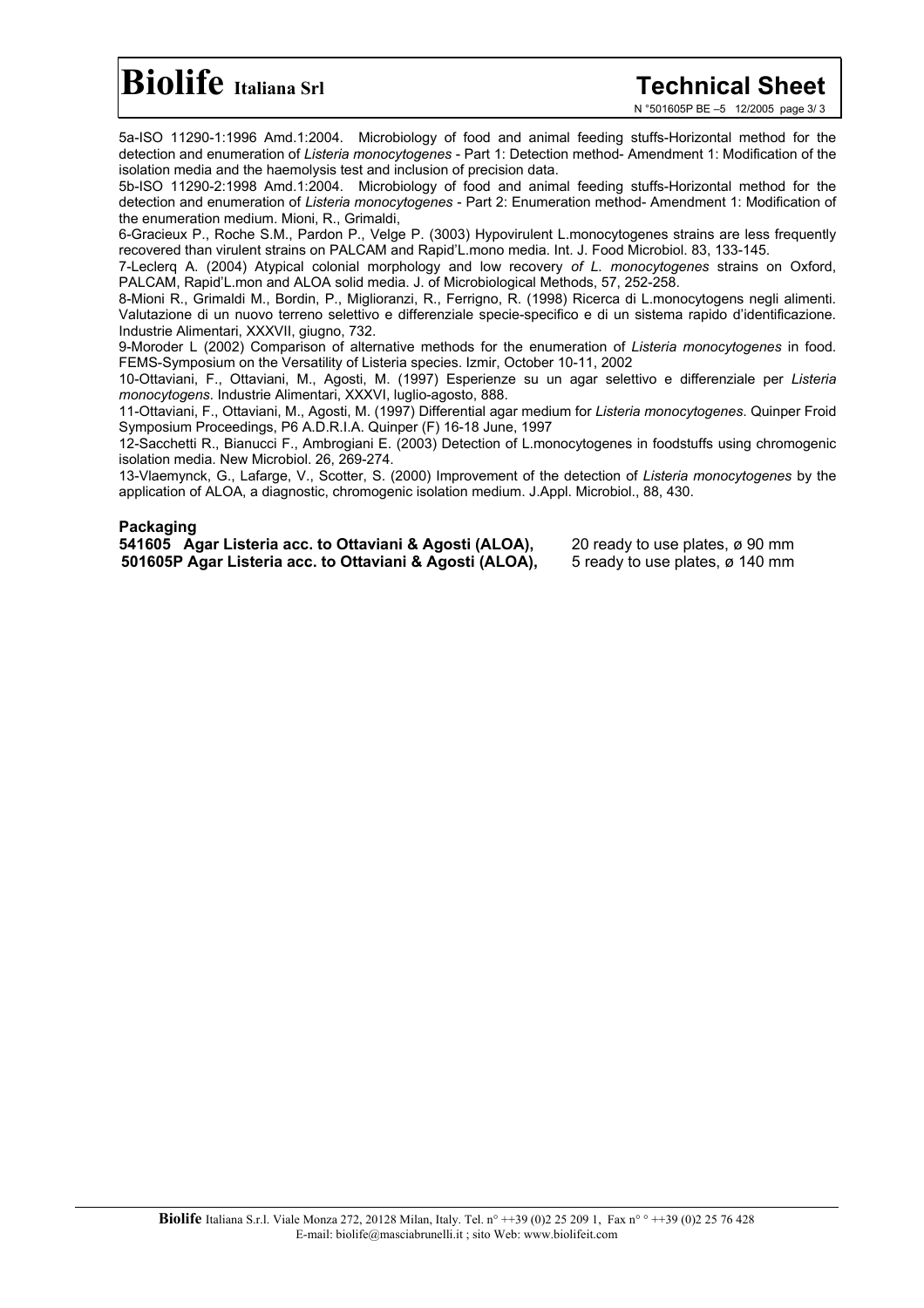5a-ISO 11290-1:1996 Amd.1:2004. Microbiology of food and animal feeding stuffs-Horizontal method for the detection and enumeration of *Listeria monocytogenes* - Part 1: Detection method- Amendment 1: Modification of the isolation media and the haemolysis test and inclusion of precision data.

5b-ISO 11290-2:1998 Amd.1:2004. Microbiology of food and animal feeding stuffs-Horizontal method for the detection and enumeration of *Listeria monocytogenes* - Part 2: Enumeration method- Amendment 1: Modification of the enumeration medium. Mioni, R., Grimaldi,

6-Gracieux P., Roche S.M., Pardon P., Velge P. (3003) Hypovirulent L.monocytogenes strains are less frequently recovered than virulent strains on PALCAM and Rapid'L.mono media. Int. J. Food Microbiol. 83, 133-145.

7-Leclerq A. (2004) Atypical colonial morphology and low recovery *of L. monocytogenes* strains on Oxford, PALCAM, Rapid'L.mon and ALOA solid media. J. of Microbiological Methods, 57, 252-258.

8-Mioni R., Grimaldi M., Bordin, P., Miglioranzi, R., Ferrigno, R. (1998) Ricerca di L.monocytogens negli alimenti. Valutazione di un nuovo terreno selettivo e differenziale specie-specifico e di un sistema rapido d'identificazione. Industrie Alimentari, XXXVII, giugno, 732.

9-Moroder L (2002) Comparison of alternative methods for the enumeration of *Listeria monocytogenes* in food. FEMS-Symposium on the Versatility of Listeria species. Izmir, October 10-11, 2002

10-Ottaviani, F., Ottaviani, M., Agosti, M. (1997) Esperienze su un agar selettivo e differenziale per *Listeria monocytogens*. Industrie Alimentari, XXXVI, luglio-agosto, 888.

11-Ottaviani, F., Ottaviani, M., Agosti, M. (1997) Differential agar medium for *Listeria monocytogenes*. Quinper Froid Symposium Proceedings, P6 A.D.R.I.A. Quinper (F) 16-18 June, 1997

12-Sacchetti R., Bianucci F., Ambrogiani E. (2003) Detection of L.monocytogenes in foodstuffs using chromogenic isolation media. New Microbiol. 26, 269-274.

13-Vlaemynck, G., Lafarge, V., Scotter, S. (2000) Improvement of the detection of *Listeria monocytogenes* by the application of ALOA, a diagnostic, chromogenic isolation medium. J.Appl. Microbiol., 88, 430.

**Packaging**

**541605 Agar Listeria acc. to Ottaviani & Agosti (ALOA),** 20 ready to use plates, ø 90 mm

**501605P Agar Listeria acc. to Ottaviani & Agosti (ALOA),** 5 ready to use plates, ø 140 mm

**Biolife** Italiana S.r.l. Viale Monza 272, 20128 Milan, Italy. Tel. n° ++39 (0)2 25 209 1, Fax n° ° ++39 (0)2 25 76 428
E-mail: biolife@masciabrunelli.it ; sito Web: www.biolifeit.com